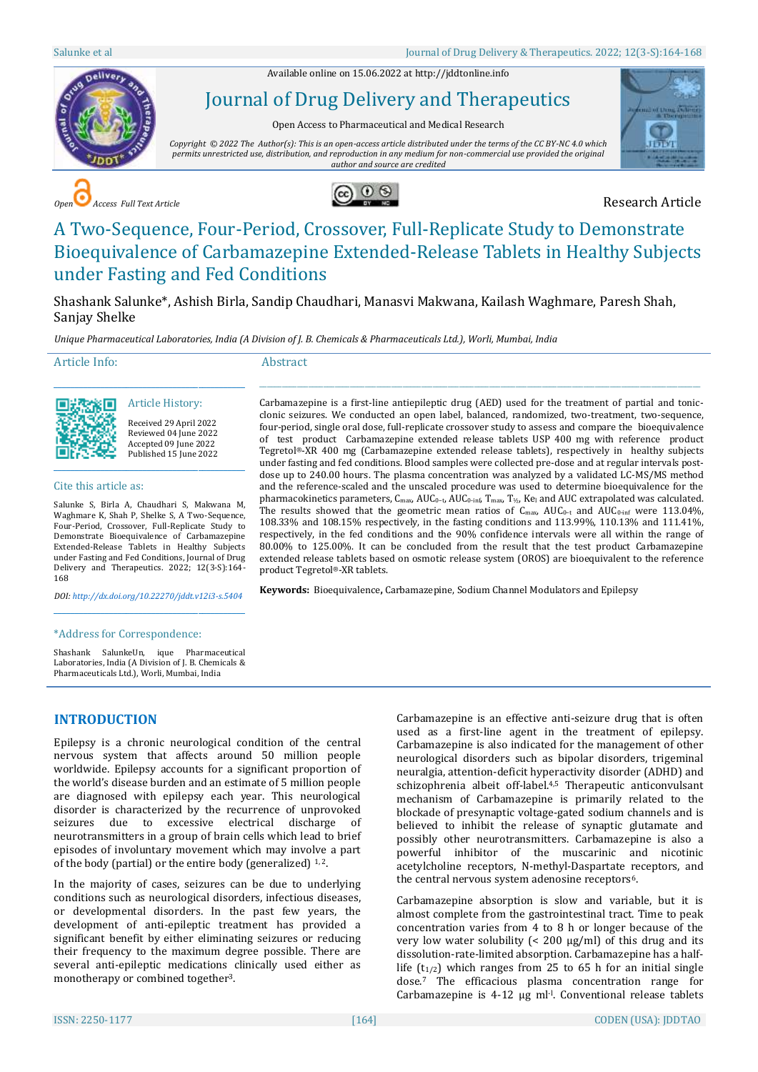Available online on 15.06.2022 at http://jddtonline.info

# Journal of Drug Delivery and Therapeutics

Open Access to Pharmaceutical and Medical Research

*Copyright © 2022 The Author(s): This is an open-access article distributed under the terms of the CC BY-NC 4.0 which permits unrestricted use, distribution, and reproduction in any medium for non-commercial use provided the original author and source are credited*

*Open Access Full Text Article*

Research Article

# A Two-Sequence, Four-Period, Crossover, Full-Replicate Study to Demonstrate Bioequivalence of Carbamazepine Extended-Release Tablets in Healthy Subjects under Fasting and Fed Conditions

Shashank Salunke*, Ashish Birla, Sandip Chaudhari, Manasvi Makwana, Kailash Waghmare, Paresh Shah, Sanjay Shelke

*Unique Pharmaceutical Laboratories, India (A Division of J. B. Chemicals & Pharmaceuticals Ltd.), Worli, Mumbai, India*

## Article Info:

### Article History:

Received 29 April 2022
Reviewed 04 June 2022
Accepted 09 June 2022
Published 15 June 2022

### Cite this article as:

Salunke S, Birla A, Chaudhari S, Makwana M, Waghmare K, Shah P, Shelke S, A Two-Sequence, Four-Period, Crossover, Full-Replicate Study to Demonstrate Bioequivalence of Carbamazepine Extended-Release Tablets in Healthy Subjects under Fasting and Fed Conditions, Journal of Drug Delivery and Therapeutics. 2022; 12(3-S):164-168

*DOI: http://dx.doi.org/10.22270/jddt.v12i3-s.5404*

### *Address for Correspondence:

Shashank SalunkeUn, ique Pharmaceutical Laboratories, India (A Division of J. B. Chemicals & Pharmaceuticals Ltd.), Worli, Mumbai, India

## Abstract

Carbamazepine is a first-line antiepileptic drug (AED) used for the treatment of partial and tonic-clonic seizures. We conducted an open label, balanced, randomized, two-treatment, two-sequence, four-period, single oral dose, full-replicate crossover study to assess and compare the bioequivalence of test product Carbamazepine extended release tablets USP 400 mg with reference product Tegretol®-XR 400 mg (Carbamazepine extended release tablets), respectively in healthy subjects under fasting and fed conditions. Blood samples were collected pre-dose and at regular intervals post-dose up to 240.00 hours. The plasma concentration was analyzed by a validated LC-MS/MS method and the reference-scaled and the unscaled procedure was used to determine bioequivalence for the pharmacokinetics parameters, $C_{max}$, $AUC_{0-t}$, $AUC_{0-inf}$, $T_{max}$, $T_{½}$, $Ke_l$ and AUC extrapolated was calculated. The results showed that the geometric mean ratios of $C_{max}$, $AUC_{0-t}$ and $AUC_{0-inf}$ were 113.04%, 108.33% and 108.15% respectively, in the fasting conditions and 113.99%, 110.13% and 111.41%, respectively, in the fed conditions and the 90% confidence intervals were all within the range of 80.00% to 125.00%. It can be concluded from the result that the test product Carbamazepine extended release tablets based on osmotic release system (OROS) are bioequivalent to the reference product Tegretol®-XR tablets.

**Keywords:** Bioequivalence, Carbamazepine, Sodium Channel Modulators and Epilepsy

## INTRODUCTION

Epilepsy is a chronic neurological condition of the central nervous system that affects around 50 million people worldwide. Epilepsy accounts for a significant proportion of the world's disease burden and an estimate of 5 million people are diagnosed with epilepsy each year. This neurological disorder is characterized by the recurrence of unprovoked seizures due to excessive electrical discharge of neurotransmitters in a group of brain cells which lead to brief episodes of involuntary movement which may involve a part of the body (partial) or the entire body (generalized) [1,2].

In the majority of cases, seizures can be due to underlying conditions such as neurological disorders, infectious diseases, or developmental disorders. In the past few years, the development of anti-epileptic treatment has provided a significant benefit by either eliminating seizures or reducing their frequency to the maximum degree possible. There are several anti-epileptic medications clinically used either as monotherapy or combined together[3].

Carbamazepine is an effective anti-seizure drug that is often used as a first-line agent in the treatment of epilepsy. Carbamazepine is also indicated for the management of other neurological disorders such as bipolar disorders, trigeminal neuralgia, attention-deficit hyperactivity disorder (ADHD) and schizophrenia albeit off-label.[4,5] Therapeutic anticonvulsant mechanism of Carbamazepine is primarily related to the blockade of presynaptic voltage-gated sodium channels and is believed to inhibit the release of synaptic glutamate and possibly other neurotransmitters. Carbamazepine is also a powerful inhibitor of the muscarinic and nicotinic acetylcholine receptors, N-methyl-Daspartate receptors, and the central nervous system adenosine receptors[6].

Carbamazepine absorption is slow and variable, but it is almost complete from the gastrointestinal tract. Time to peak concentration varies from 4 to 8 h or longer because of the very low water solubility (< 200 µg/ml) of this drug and its dissolution-rate-limited absorption. Carbamazepine has a half-life ($t_{1/2}$) which ranges from 25 to 65 h for an initial single dose.[7] The efficacious plasma concentration range for Carbamazepine is 4-12 µg $ml^{-1}$. Conventional release tablets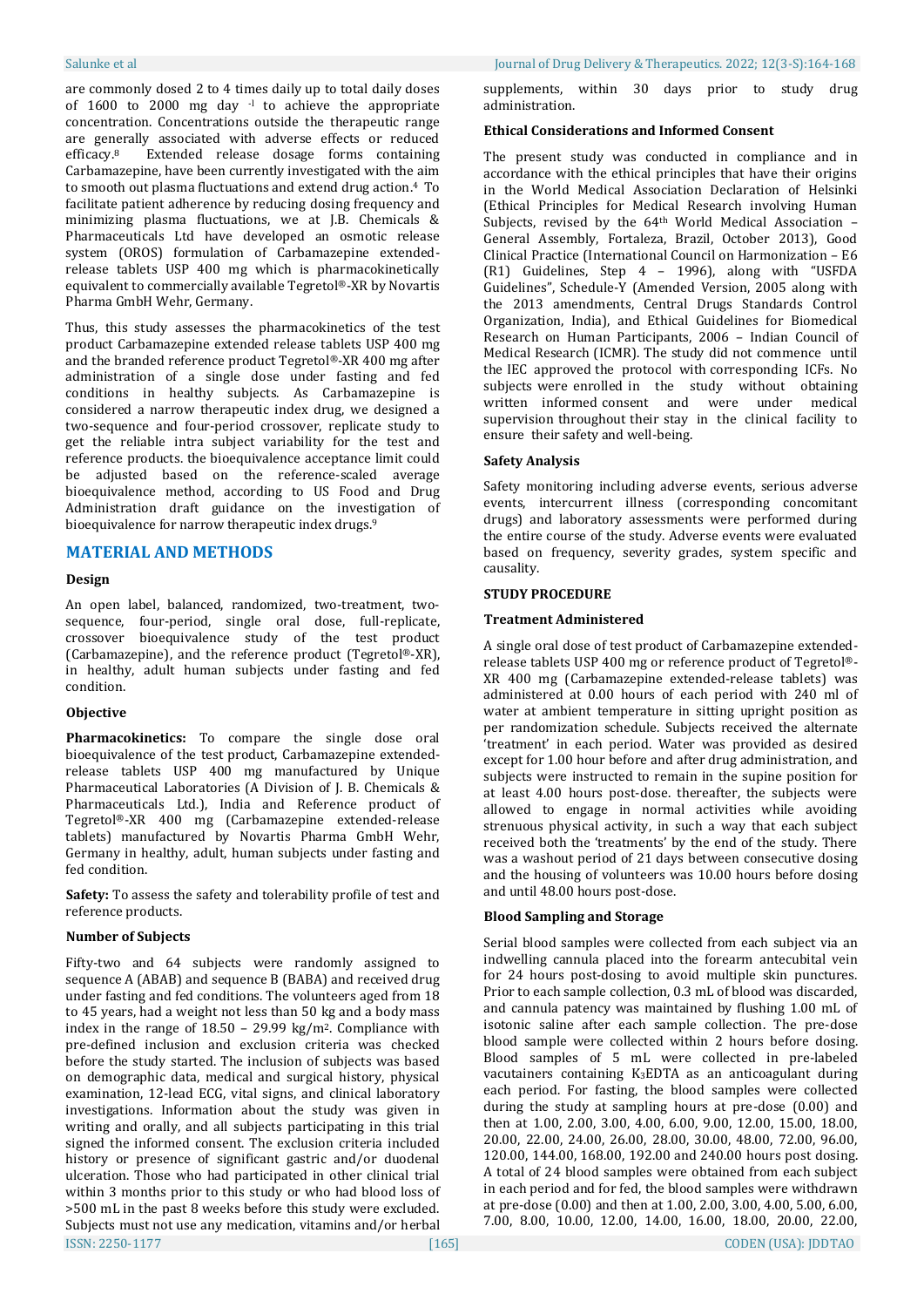are commonly dosed 2 to 4 times daily up to total daily doses of 1600 to 2000 mg day $^{-1}$ to achieve the appropriate concentration. Concentrations outside the therapeutic range are generally associated with adverse effects or reduced efficacy.[8] Extended release dosage forms containing Carbamazepine, have been currently investigated with the aim to smooth out plasma fluctuations and extend drug action.[4] To facilitate patient adherence by reducing dosing frequency and minimizing plasma fluctuations, we at J.B. Chemicals & Pharmaceuticals Ltd have developed an osmotic release system (OROS) formulation of Carbamazepine extended-release tablets USP 400 mg which is pharmacokinetically equivalent to commercially available Tegretol®-XR by Novartis Pharma GmbH Wehr, Germany.

Thus, this study assesses the pharmacokinetics of the test product Carbamazepine extended release tablets USP 400 mg and the branded reference product Tegretol®-XR 400 mg after administration of a single dose under fasting and fed conditions in healthy subjects. As Carbamazepine is considered a narrow therapeutic index drug, we designed a two-sequence and four-period crossover, replicate study to get the reliable intra subject variability for the test and reference products. the bioequivalence acceptance limit could be adjusted based on the reference-scaled average bioequivalence method, according to US Food and Drug Administration draft guidance on the investigation of bioequivalence for narrow therapeutic index drugs.[9]

## MATERIAL AND METHODS

### Design

An open label, balanced, randomized, two-treatment, two-sequence, four-period, single oral dose, full-replicate, crossover bioequivalence study of the test product (Carbamazepine), and the reference product (Tegretol®-XR), in healthy, adult human subjects under fasting and fed condition.

### Objective

**Pharmacokinetics:** To compare the single dose oral bioequivalence of the test product, Carbamazepine extended-release tablets USP 400 mg manufactured by Unique Pharmaceutical Laboratories (A Division of J. B. Chemicals & Pharmaceuticals Ltd.), India and Reference product of Tegretol®-XR 400 mg (Carbamazepine extended-release tablets) manufactured by Novartis Pharma GmbH Wehr, Germany in healthy, adult, human subjects under fasting and fed condition.

**Safety:** To assess the safety and tolerability profile of test and reference products.

### Number of Subjects

Fifty-two and 64 subjects were randomly assigned to sequence A (ABAB) and sequence B (BABA) and received drug under fasting and fed conditions. The volunteers aged from 18 to 45 years, had a weight not less than 50 kg and a body mass index in the range of 18.50 – 29.99 kg/m$^2$. Compliance with pre-defined inclusion and exclusion criteria was checked before the study started. The inclusion of subjects was based on demographic data, medical and surgical history, physical examination, 12-lead ECG, vital signs, and clinical laboratory investigations. Information about the study was given in writing and orally, and all subjects participating in this trial signed the informed consent. The exclusion criteria included history or presence of significant gastric and/or duodenal ulceration. Those who had participated in other clinical trial within 3 months prior to this study or who had blood loss of >500 mL in the past 8 weeks before this study were excluded. Subjects must not use any medication, vitamins and/or herbal supplements, within 30 days prior to study drug administration.

### Ethical Considerations and Informed Consent

The present study was conducted in compliance and in accordance with the ethical principles that have their origins in the World Medical Association Declaration of Helsinki (Ethical Principles for Medical Research involving Human Subjects, revised by the 64th World Medical Association – General Assembly, Fortaleza, Brazil, October 2013), Good Clinical Practice (International Council on Harmonization – E6 (R1) Guidelines, Step 4 – 1996), along with "USFDA Guidelines", Schedule-Y (Amended Version, 2005 along with the 2013 amendments, Central Drugs Standards Control Organization, India), and Ethical Guidelines for Biomedical Research on Human Participants, 2006 – Indian Council of Medical Research (ICMR). The study did not commence until the IEC approved the protocol with corresponding ICFs. No subjects were enrolled in the study without obtaining written informed consent and were under medical supervision throughout their stay in the clinical facility to ensure their safety and well-being.

### Safety Analysis

Safety monitoring including adverse events, serious adverse events, intercurrent illness (corresponding concomitant drugs) and laboratory assessments were performed during the entire course of the study. Adverse events were evaluated based on frequency, severity grades, system specific and causality.

### STUDY PROCEDURE

### Treatment Administered

A single oral dose of test product of Carbamazepine extended-release tablets USP 400 mg or reference product of Tegretol®-XR 400 mg (Carbamazepine extended-release tablets) was administered at 0.00 hours of each period with 240 ml of water at ambient temperature in sitting upright position as per randomization schedule. Subjects received the alternate 'treatment' in each period. Water was provided as desired except for 1.00 hour before and after drug administration, and subjects were instructed to remain in the supine position for at least 4.00 hours post-dose. thereafter, the subjects were allowed to engage in normal activities while avoiding strenuous physical activity, in such a way that each subject received both the 'treatments' by the end of the study. There was a washout period of 21 days between consecutive dosing and the housing of volunteers was 10.00 hours before dosing and until 48.00 hours post-dose.

### Blood Sampling and Storage

Serial blood samples were collected from each subject via an indwelling cannula placed into the forearm antecubital vein for 24 hours post-dosing to avoid multiple skin punctures. Prior to each sample collection, 0.3 mL of blood was discarded, and cannula patency was maintained by flushing 1.00 mL of isotonic saline after each sample collection. The pre-dose blood sample were collected within 2 hours before dosing. Blood samples of 5 mL were collected in pre-labeled vacutainers containing $K_3EDTA$ as an anticoagulant during each period. For fasting, the blood samples were collected during the study at sampling hours at pre-dose (0.00) and then at 1.00, 2.00, 3.00, 4.00, 6.00, 9.00, 12.00, 15.00, 18.00, 20.00, 22.00, 24.00, 26.00, 28.00, 30.00, 48.00, 72.00, 96.00, 120.00, 144.00, 168.00, 192.00 and 240.00 hours post dosing. A total of 24 blood samples were obtained from each subject in each period and for fed, the blood samples were withdrawn at pre-dose (0.00) and then at 1.00, 2.00, 3.00, 4.00, 5.00, 6.00, 7.00, 8.00, 10.00, 12.00, 14.00, 16.00, 18.00, 20.00, 22.00,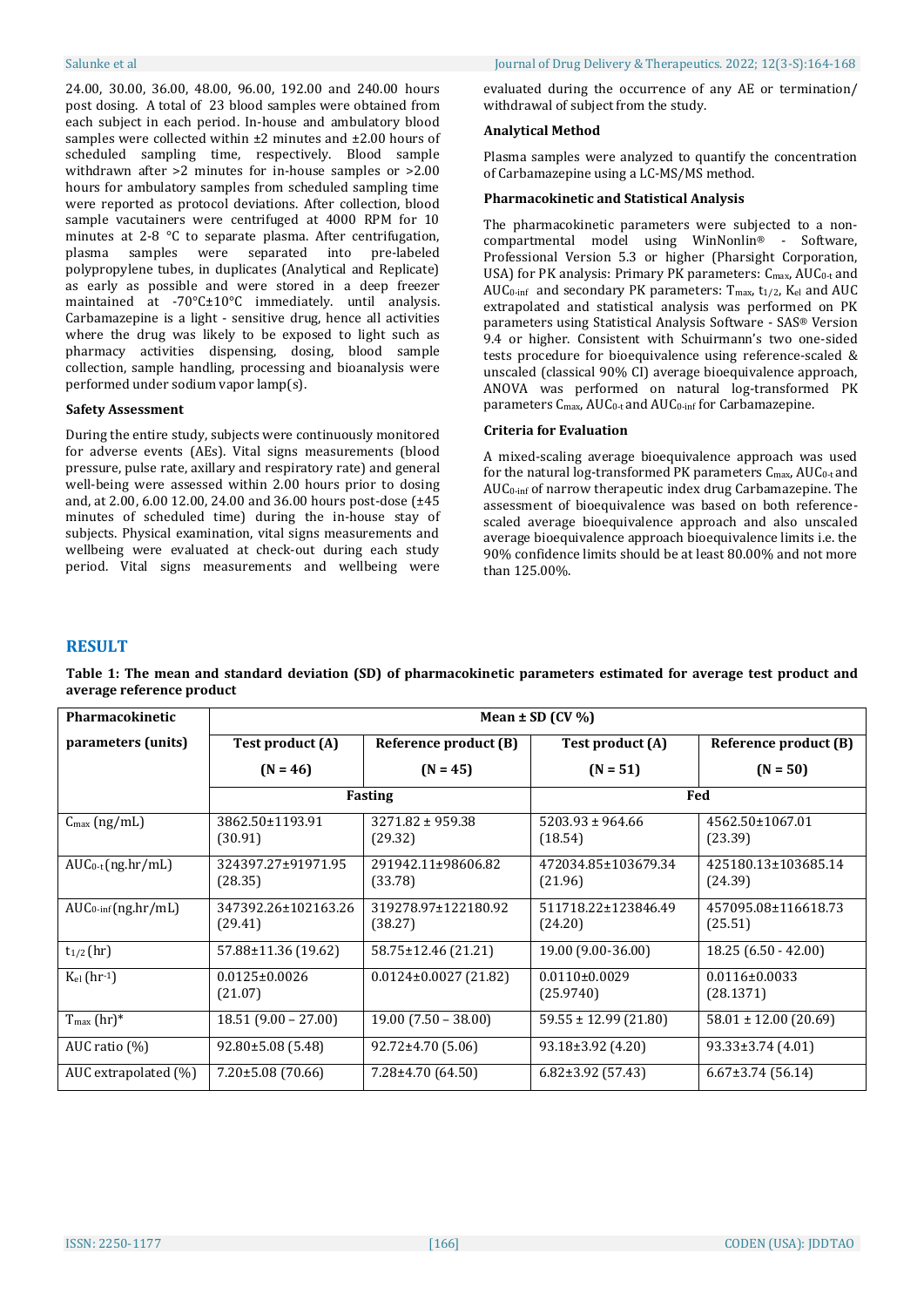24.00, 30.00, 36.00, 48.00, 96.00, 192.00 and 240.00 hours post dosing. A total of 23 blood samples were obtained from each subject in each period. In-house and ambulatory blood samples were collected within ±2 minutes and ±2.00 hours of scheduled sampling time, respectively. Blood sample withdrawn after >2 minutes for in-house samples or >2.00 hours for ambulatory samples from scheduled sampling time were reported as protocol deviations. After collection, blood sample vacutainers were centrifuged at 4000 RPM for 10 minutes at 2-8 °C to separate plasma. After centrifugation, plasma samples were separated into pre-labeled polypropylene tubes, in duplicates (Analytical and Replicate) as early as possible and were stored in a deep freezer maintained at -70°C±10°C immediately. until analysis. Carbamazepine is a light - sensitive drug, hence all activities where the drug was likely to be exposed to light such as pharmacy activities dispensing, dosing, blood sample collection, sample handling, processing and bioanalysis were performed under sodium vapor lamp(s).

### Safety Assessment

During the entire study, subjects were continuously monitored for adverse events (AEs). Vital signs measurements (blood pressure, pulse rate, axillary and respiratory rate) and general well-being were assessed within 2.00 hours prior to dosing and, at 2.00, 6.00 12.00, 24.00 and 36.00 hours post-dose (±45 minutes of scheduled time) during the in-house stay of subjects. Physical examination, vital signs measurements and wellbeing were evaluated at check-out during each study period. Vital signs measurements and wellbeing were evaluated during the occurrence of any AE or termination/ withdrawal of subject from the study.

### Analytical Method

Plasma samples were analyzed to quantify the concentration of Carbamazepine using a LC-MS/MS method.

### Pharmacokinetic and Statistical Analysis

The pharmacokinetic parameters were subjected to a non-compartmental model using WinNonlin® - Software, Professional Version 5.3 or higher (Pharsight Corporation, USA) for PK analysis: Primary PK parameters: $C_{max}$, $AUC_{0-t}$ and $AUC_{0-inf}$ and secondary PK parameters: $T_{max}$, $t_{1/2}$, $K_{el}$ and AUC extrapolated and statistical analysis was performed on PK parameters using Statistical Analysis Software - SAS® Version 9.4 or higher. Consistent with Schuirmann's two one-sided tests procedure for bioequivalence using reference-scaled & unscaled (classical 90% CI) average bioequivalence approach, ANOVA was performed on natural log-transformed PK parameters $C_{max}$, $AUC_{0-t}$ and $AUC_{0-inf}$ for Carbamazepine.

### Criteria for Evaluation

A mixed-scaling average bioequivalence approach was used for the natural log-transformed PK parameters $C_{max}$, $AUC_{0-t}$ and $AUC_{0-inf}$ of narrow therapeutic index drug Carbamazepine. The assessment of bioequivalence was based on both reference-scaled average bioequivalence approach and also unscaled average bioequivalence approach bioequivalence limits i.e. the 90% confidence limits should be at least 80.00% and not more than 125.00%.

## RESULT

**Table 1: The mean and standard deviation (SD) of pharmacokinetic parameters estimated for average test product and average reference product**

| Pharmacokinetic parameters (units) | Mean ± SD (CV %) | | | |
|---|---|---|---|---|
| | Test product (A) (N = 46) | Reference product (B) (N = 45) | Test product (A) (N = 51) | Reference product (B) (N = 50) |
| | Fasting | | Fed | |
| $C_{max}$ (ng/mL) | 3862.50±1193.91 (30.91) | 3271.82 ± 959.38 (29.32) | 5203.93 ± 964.66 (18.54) | 4562.50±1067.01 (23.39) |
| $AUC_{0-t}$ (ng.hr/mL) | 324397.27±91971.95 (28.35) | 291942.11±98606.82 (33.78) | 472034.85±103679.34 (21.96) | 425180.13±103685.14 (24.39) |
| $AUC_{0-inf}$ (ng.hr/mL) | 347392.26±102163.26 (29.41) | 319278.97±122180.92 (38.27) | 511718.22±123846.49 (24.20) | 457095.08±116618.73 (25.51) |
| $t_{1/2}$ (hr) | 57.88±11.36 (19.62) | 58.75±12.46 (21.21) | 19.00 (9.00-36.00) | 18.25 (6.50 - 42.00) |
| $K_{el}$ ($hr^{-1}$) | 0.0125±0.0026 (21.07) | 0.0124±0.0027 (21.82) | 0.0110±0.0029 (25.9740) | 0.0116±0.0033 (28.1371) |
| $T_{max}$ (hr)* | 18.51 (9.00 – 27.00) | 19.00 (7.50 – 38.00) | 59.55 ± 12.99 (21.80) | 58.01 ± 12.00 (20.69) |
| AUC ratio (%) | 92.80±5.08 (5.48) | 92.72±4.70 (5.06) | 93.18±3.92 (4.20) | 93.33±3.74 (4.01) |
| AUC extrapolated (%) | 7.20±5.08 (70.66) | 7.28±4.70 (64.50) | 6.82±3.92 (57.43) | 6.67±3.74 (56.14) |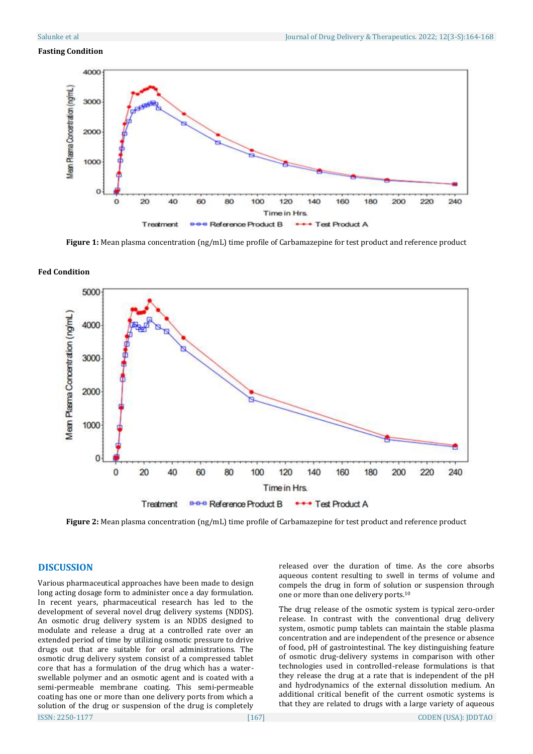**Fasting Condition**

**Figure 1:** Mean plasma concentration (ng/mL) time profile of Carbamazepine for test product and reference product

**Fed Condition**

**Figure 2:** Mean plasma concentration (ng/mL) time profile of Carbamazepine for test product and reference product

## DISCUSSION

Various pharmaceutical approaches have been made to design long acting dosage form to administer once a day formulation. In recent years, pharmaceutical research has led to the development of several novel drug delivery systems (NDDS). An osmotic drug delivery system is an NDDS designed to modulate and release a drug at a controlled rate over an extended period of time by utilizing osmotic pressure to drive drugs out that are suitable for oral administrations. The osmotic drug delivery system consist of a compressed tablet core that has a formulation of the drug which has a water-swellable polymer and an osmotic agent and is coated with a semi-permeable membrane coating. This semi-permeable coating has one or more than one delivery ports from which a solution of the drug or suspension of the drug is completely released over the duration of time. As the core absorbs aqueous content resulting to swell in terms of volume and compels the drug in form of solution or suspension through one or more than one delivery ports.[10]

The drug release of the osmotic system is typical zero-order release. In contrast with the conventional drug delivery system, osmotic pump tablets can maintain the stable plasma concentration and are independent of the presence or absence of food, pH of gastrointestinal. The key distinguishing feature of osmotic drug-delivery systems in comparison with other technologies used in controlled-release formulations is that they release the drug at a rate that is independent of the pH and hydrodynamics of the external dissolution medium. An additional critical benefit of the current osmotic systems is that they are related to drugs with a large variety of aqueous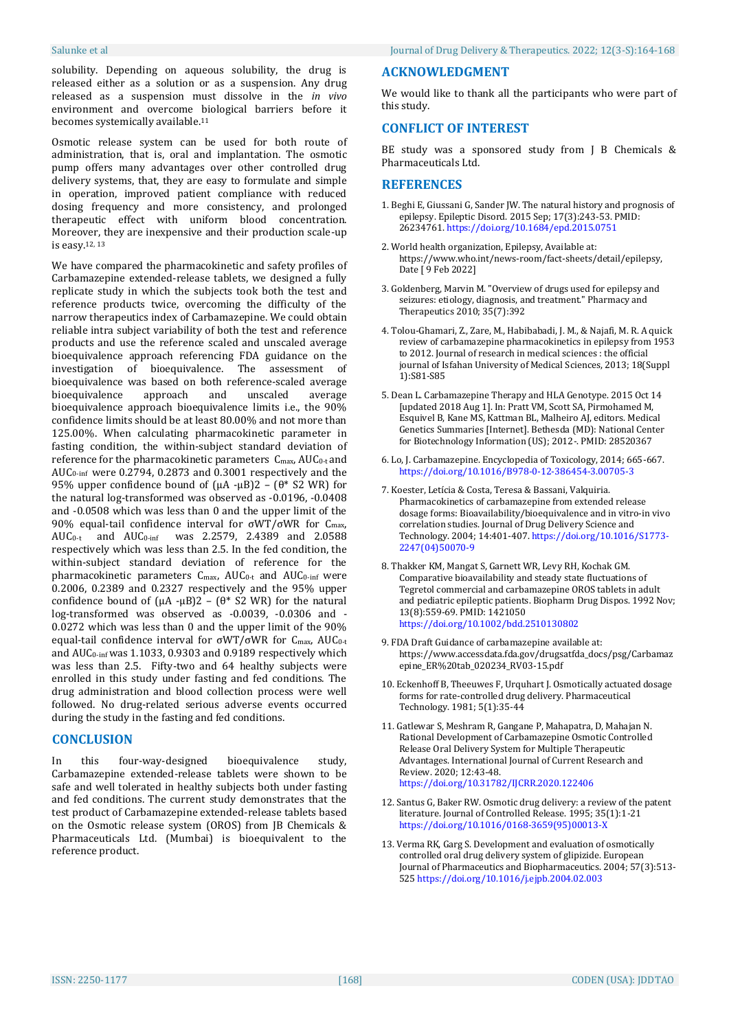solubility. Depending on aqueous solubility, the drug is released either as a solution or as a suspension. Any drug released as a suspension must dissolve in the *in vivo* environment and overcome biological barriers before it becomes systemically available.[11]

Osmotic release system can be used for both route of administration, that is, oral and implantation. The osmotic pump offers many advantages over other controlled drug delivery systems, that, they are easy to formulate and simple in operation, improved patient compliance with reduced dosing frequency and more consistency, and prolonged therapeutic effect with uniform blood concentration. Moreover, they are inexpensive and their production scale-up is easy.[12, 13]

We have compared the pharmacokinetic and safety profiles of Carbamazepine extended-release tablets, we designed a fully replicate study in which the subjects took both the test and reference products twice, overcoming the difficulty of the narrow therapeutics index of Carbamazepine. We could obtain reliable intra subject variability of both the test and reference products and use the reference scaled and unscaled average bioequivalence approach referencing FDA guidance on the investigation of bioequivalence. The assessment of bioequivalence was based on both reference-scaled average bioequivalence approach and unscaled average bioequivalence approach bioequivalence limits i.e., the 90% confidence limits should be at least 80.00% and not more than 125.00%. When calculating pharmacokinetic parameter in fasting condition, the within-subject standard deviation of reference for the pharmacokinetic parameters $C_{max}$, $AUC_{0-t}$ and $AUC_{0-inf}$ were 0.2794, 0.2873 and 0.3001 respectively and the 95% upper confidence bound of $(\mu A - \mu B)2 - (\theta^* S2\ WR)$ for the natural log-transformed was observed as -0.0196, -0.0408 and -0.0508 which was less than 0 and the upper limit of the 90% equal-tail confidence interval for $\sigma WT/\sigma WR$ for $C_{max}$, $AUC_{0-t}$ and $AUC_{0-inf}$ was 2.2579, 2.4389 and 2.0588 respectively which was less than 2.5. In the fed condition, the within-subject standard deviation of reference for the pharmacokinetic parameters $C_{max}$, $AUC_{0-t}$ and $AUC_{0-inf}$ were 0.2006, 0.2389 and 0.2327 respectively and the 95% upper confidence bound of $(\mu A - \mu B)2 - (\theta^* S2\ WR)$ for the natural log-transformed was observed as -0.0039, -0.0306 and -0.0272 which was less than 0 and the upper limit of the 90% equal-tail confidence interval for $\sigma WT/\sigma WR$ for $C_{max}$, $AUC_{0-t}$ and $AUC_{0-inf}$ was 1.1033, 0.9303 and 0.9189 respectively which was less than 2.5. Fifty-two and 64 healthy subjects were enrolled in this study under fasting and fed conditions. The drug administration and blood collection process were well followed. No drug-related serious adverse events occurred during the study in the fasting and fed conditions.

## CONCLUSION

In this four-way-designed bioequivalence study, Carbamazepine extended-release tablets were shown to be safe and well tolerated in healthy subjects both under fasting and fed conditions. The current study demonstrates that the test product of Carbamazepine extended-release tablets based on the Osmotic release system (OROS) from JB Chemicals & Pharmaceuticals Ltd. (Mumbai) is bioequivalent to the reference product.

## ACKNOWLEDGMENT

We would like to thank all the participants who were part of this study.

## CONFLICT OF INTEREST

BE study was a sponsored study from J B Chemicals & Pharmaceuticals Ltd.

## REFERENCES

1. Beghi E, Giussani G, Sander JW. The natural history and prognosis of epilepsy. Epileptic Disord. 2015 Sep; 17(3):243-53. PMID: 26234761. https://doi.org/10.1684/epd.2015.0751
2. World health organization, Epilepsy, Available at: https://www.who.int/news-room/fact-sheets/detail/epilepsy, Date [ 9 Feb 2022]
3. Goldenberg, Marvin M. "Overview of drugs used for epilepsy and seizures: etiology, diagnosis, and treatment." Pharmacy and Therapeutics 2010; 35(7):392
4. Tolou-Ghamari, Z., Zare, M., Habibabadi, J. M., & Najafi, M. R. A quick review of carbamazepine pharmacokinetics in epilepsy from 1953 to 2012. Journal of research in medical sciences : the official journal of Isfahan University of Medical Sciences, 2013; 18(Suppl 1):S81-S85
5. Dean L. Carbamazepine Therapy and HLA Genotype. 2015 Oct 14 [updated 2018 Aug 1]. In: Pratt VM, Scott SA, Pirmohamed M, Esquivel B, Kane MS, Kattman BL, Malheiro AJ, editors. Medical Genetics Summaries [Internet]. Bethesda (MD): National Center for Biotechnology Information (US); 2012-. PMID: 28520367
6. Lo, J. Carbamazepine. Encyclopedia of Toxicology, 2014; 665-667. https://doi.org/10.1016/B978-0-12-386454-3.00705-3
7. Koester, Letícia & Costa, Teresa & Bassani, Valquiria. Pharmacokinetics of carbamazepine from extended release dosage forms: Bioavailability/bioequivalence and in vitro-in vivo correlation studies. Journal of Drug Delivery Science and Technology. 2004; 14:401-407. https://doi.org/10.1016/S1773-2247(04)50070-9
8. Thakker KM, Mangat S, Garnett WR, Levy RH, Kochak GM. Comparative bioavailability and steady state fluctuations of Tegretol commercial and carbamazepine OROS tablets in adult and pediatric epileptic patients. Biopharm Drug Dispos. 1992 Nov; 13(8):559-69. PMID: 1421050 https://doi.org/10.1002/bdd.2510130802
9. FDA Draft Guidance of carbamazepine available at: https://www.accessdata.fda.gov/drugsatfda_docs/psg/Carbamazepine_ER%20tab_020234_RV03-15.pdf
10. Eckenhoff B, Theeuwes F, Urquhart J. Osmotically actuated dosage forms for rate-controlled drug delivery. Pharmaceutical Technology. 1981; 5(1):35-44
11. Gatlewar S, Meshram R, Gangane P, Mahapatra, D, Mahajan N. Rational Development of Carbamazepine Osmotic Controlled Release Oral Delivery System for Multiple Therapeutic Advantages. International Journal of Current Research and Review. 2020; 12:43-48. https://doi.org/10.31782/IJCRR.2020.122406
12. Santus G, Baker RW. Osmotic drug delivery: a review of the patent literature. Journal of Controlled Release. 1995; 35(1):1-21 https://doi.org/10.1016/0168-3659(95)00013-X
13. Verma RK, Garg S. Development and evaluation of osmotically controlled oral drug delivery system of glipizide. European Journal of Pharmaceutics and Biopharmaceutics. 2004; 57(3):513-525 https://doi.org/10.1016/j.ejpb.2004.02.003